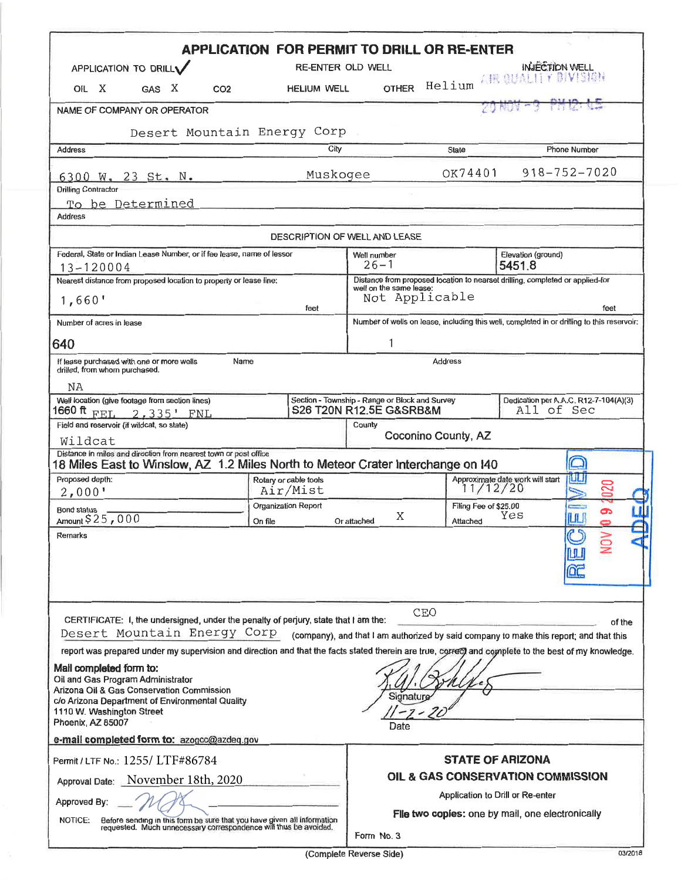# APPLICATION FOR PERMIT TO DRILL OR RE-ENTER

APPLICATION TO DRILL ✓ RE-ENTER OLD WELL INJECTION WELL

OIL X GAS X CO2 HELIUM WELL OTHER Helium

AIR QUALITY DIVISION
20 NOV -9 PM 12:15

| NAME OF COMPANY OR OPERATOR | | | |
|---|---|---|---|
| Desert Mountain Energy Corp | | | |
| **Address** | **City** | **State** | **Phone Number** |
| 6300 W. 23 St. N. | Muskogee | OK74401 | 918-752-7020 |
| **Drilling Contractor** | | | |
| To be Determined | | | |
| **Address** | | | |

## DESCRIPTION OF WELL AND LEASE

| | | |
|---|---|---|
| Federal, State or Indian Lease Number, or if fee lease, name of lessor: 13-120004 | Well number: 26-1 | Elevation (ground): 5451.8 |
| Nearest distance from proposed location to property or lease line: 1,660' feet | Distance from proposed location to nearest drilling, completed or applied-for well on the same lease: Not Applicable feet | |
| Number of acres in lease: 640 | Number of wells on lease, including this well, completed in or drilling to this reservoir: 1 | |
| If lease purchased with one or more wells drilled, from whom purchased: NA | Name | Address |
| Well location (give footage from section lines): 1660 ft FEL 2,335' FNL | Section - Township - Range or Block and Survey: S26 T20N R12.5E G&SRB&M | Dedication per A.A.C. R12-7-104(A)(3): All of Sec |
| Field and reservoir (if wildcat, so state): Wildcat | County: Coconino County, AZ | |
| Distance in miles and direction from nearest town or post office: 18 Miles East to Winslow, AZ 1.2 Miles North to Meteor Crater Interchange on I40 | | |
| Proposed depth: 2,000' | Rotary or cable tools: Air/Mist | Approximate date work will start: 11/12/20 |
| Bond status: Amount $25,000 | Organization Report: On file / Or attached X | Filing Fee of $25.00 Attached: Yes |
| Remarks | | |

RECEIVED NOV 09 2020 ADEQ

CERTIFICATE: I, the undersigned, under the penalty of perjury, state that I am the: CEO of the Desert Mountain Energy Corp (company), and that I am authorized by said company to make this report; and that this report was prepared under my supervision and direction and that the facts stated therein are true, correct and complete to the best of my knowledge.

**Mail completed form to:**
Oil and Gas Program Administrator
Arizona Oil & Gas Conservation Commission
c/o Arizona Department of Environmental Quality
1110 W. Washington Street
Phoenix, AZ 85007

**e-mail completed form to:** azogcc@azdeq.gov

Signature: R.W. Bohles
Date: 11-7-20

Permit / LTF No.: 1255/ LTF#86784

Approval Date: November 18th, 2020

Approved By: [signature]

NOTICE: Before sending in this form be sure that you have given all information requested. Much unnecessary correspondence will thus be avoided.

**STATE OF ARIZONA**
**OIL & GAS CONSERVATION COMMISSION**
Application to Drill or Re-enter
**File two copies:** one by mail, one electronically

Form No. 3

(Complete Reverse Side)

03/2018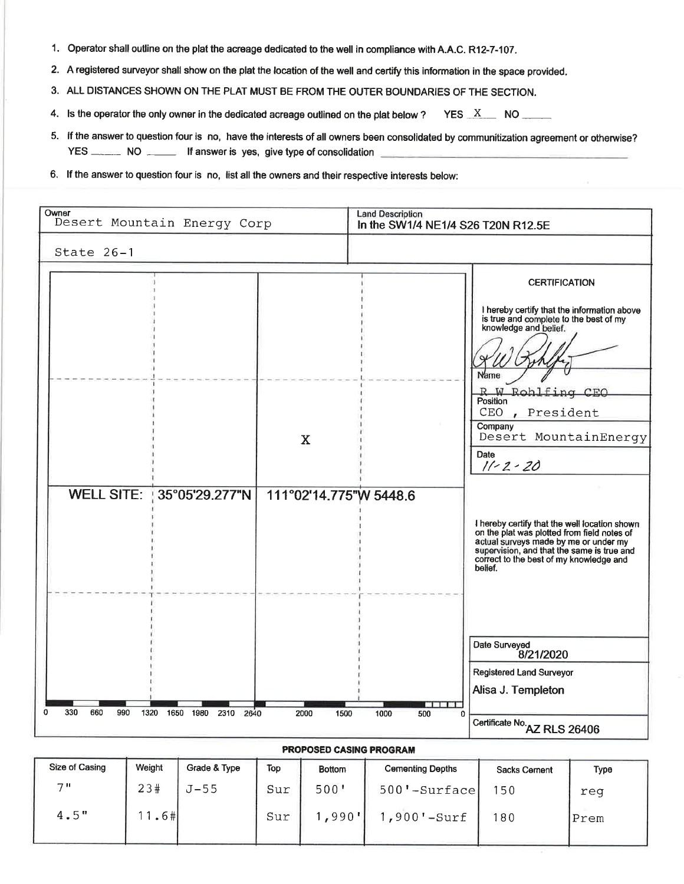1. Operator shall outline on the plat the acreage dedicated to the well in compliance with A.A.C. R12-7-107.
2. A registered surveyor shall show on the plat the location of the well and certify this information in the space provided.
3. ALL DISTANCES SHOWN ON THE PLAT MUST BE FROM THE OUTER BOUNDARIES OF THE SECTION.
4. Is the operator the only owner in the dedicated acreage outlined on the plat below? YES X NO ____
5. If the answer to question four is no, have the interests of all owners been consolidated by communitization agreement or otherwise? YES ____ NO ____ If answer is yes, give type of consolidation ____________
6. If the answer to question four is no, list all the owners and their respective interests below:

| Owner | Land Description |
|---|---|
| Desert Mountain Energy Corp | In the SW1/4 NE1/4 S26 T20N R12.5E |
| State 26-1 | |

X

WELL SITE: 35°05'29.277"N 111°02'14.775"W 5448.6

0 330 660 990 1320 1650 1980 2310 2640 2000 1500 1000 500 0

**CERTIFICATION**

I hereby certify that the information above is true and complete to the best of my knowledge and belief.

Name: R W Rohlfing CEO

Position: CEO , President

Company: Desert MountainEnergy

Date: 11-2-20

I hereby certify that the well location shown on the plat was plotted from field notes of actual surveys made by me or under my supervision, and that the same is true and correct to the best of my knowledge and belief.

Date Surveyed: 8/21/2020

Registered Land Surveyor: Alisa J. Templeton

Certificate No. AZ RLS 26406

**PROPOSED CASING PROGRAM**

| Size of Casing | Weight | Grade & Type | Top | Bottom | Cementing Depths | Sacks Cement | Type |
|---|---|---|---|---|---|---|---|
| 7" | 23# | J-55 | Sur | 500' | 500'-Surface | 150 | reg |
| 4.5" | 11.6# | | Sur | 1,990' | 1,900'-Surf | 180 | Prem |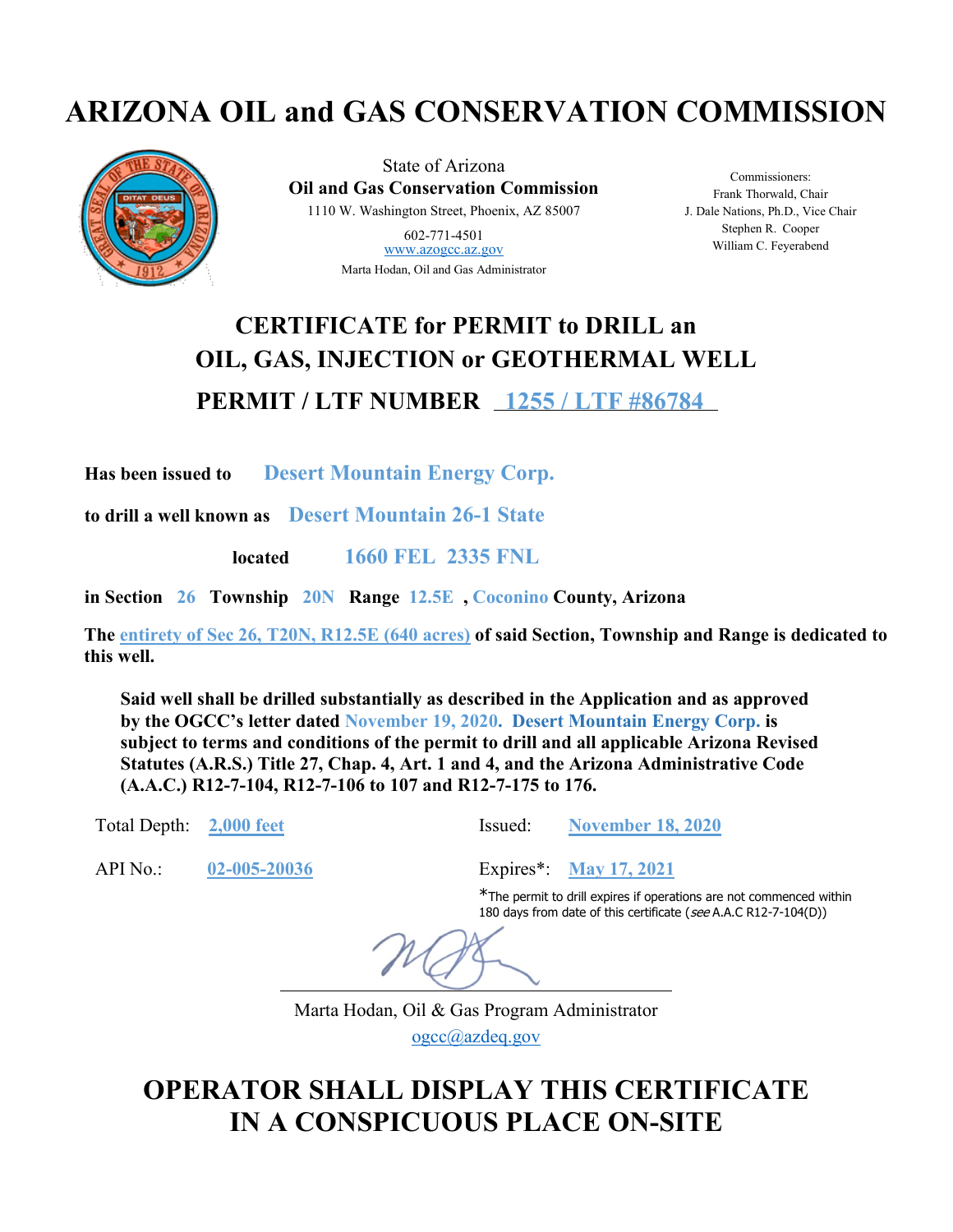# ARIZONA OIL and GAS CONSERVATION COMMISSION

State of Arizona
**Oil and Gas Conservation Commission**
1110 W. Washington Street, Phoenix, AZ 85007
602-771-4501
www.azogcc.az.gov
Marta Hodan, Oil and Gas Administrator

Commissioners:
Frank Thorwald, Chair
J. Dale Nations, Ph.D., Vice Chair
Stephen R. Cooper
William C. Feyerabend

## CERTIFICATE for PERMIT to DRILL an OIL, GAS, INJECTION or GEOTHERMAL WELL

**PERMIT / LTF NUMBER** 1255 / LTF #86784

**Has been issued to** Desert Mountain Energy Corp.

**to drill a well known as** Desert Mountain 26-1 State

**located** 1660 FEL 2335 FNL

**in Section** 26 **Township** 20N **Range** 12.5E **,** Coconino **County, Arizona**

**The** entirety of Sec 26, T20N, R12.5E (640 acres) **of said Section, Township and Range is dedicated to this well.**

**Said well shall be drilled substantially as described in the Application and as approved by the OGCC's letter dated** November 19, 2020. **Desert Mountain Energy Corp. is subject to terms and conditions of the permit to drill and all applicable Arizona Revised Statutes (A.R.S.) Title 27, Chap. 4, Art. 1 and 4, and the Arizona Administrative Code (A.A.C.) R12-7-104, R12-7-106 to 107 and R12-7-175 to 176.**

Total Depth: 2,000 feet

Issued: November 18, 2020

API No.: 02-005-20036

Expires*: May 17, 2021

*The permit to drill expires if operations are not commenced within 180 days from date of this certificate (*see* A.A.C R12-7-104(D))

Marta Hodan, Oil & Gas Program Administrator
ogcc@azdeq.gov

## OPERATOR SHALL DISPLAY THIS CERTIFICATE IN A CONSPICUOUS PLACE ON-SITE